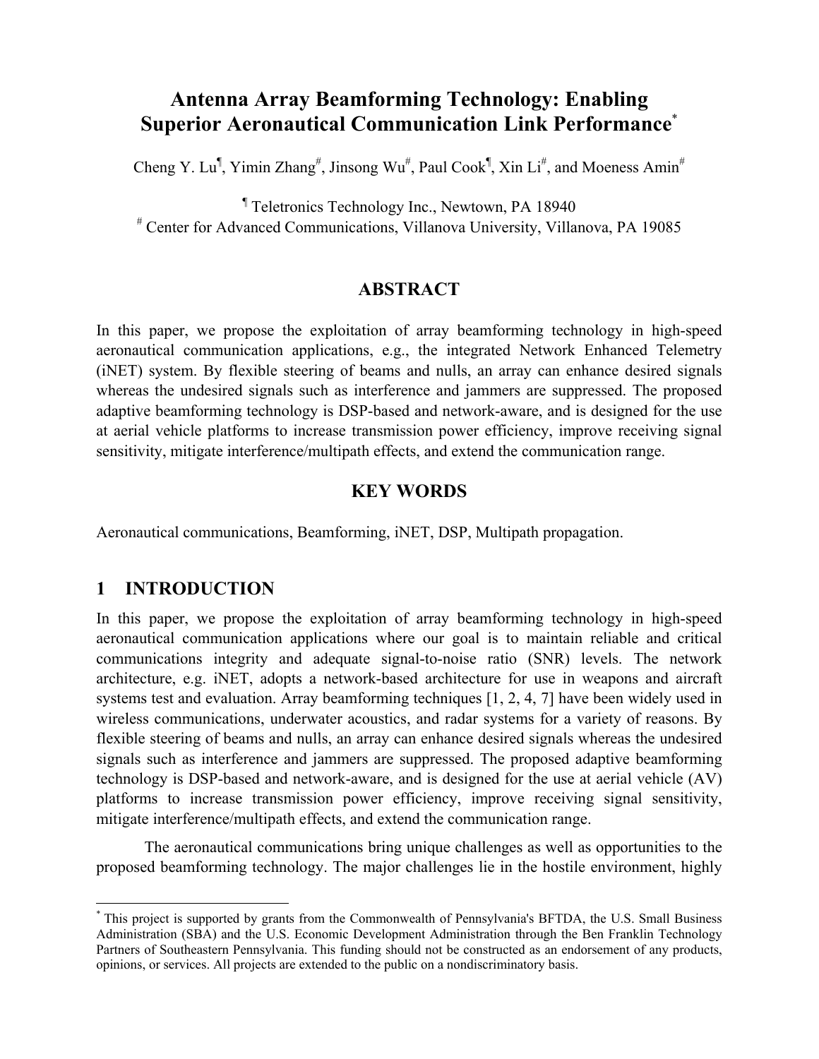# Antenna Array Beamforming Technology: Enabling Superior Aeronautical Communication Link Performance[*]

Cheng Y. Lu[¶], Yimin Zhang[#], Jinsong Wu[#], Paul Cook[¶], Xin Li[#], and Moeness Amin[#]

[¶] Teletronics Technology Inc., Newtown, PA 18940
[#] Center for Advanced Communications, Villanova University, Villanova, PA 19085

## ABSTRACT

In this paper, we propose the exploitation of array beamforming technology in high-speed aeronautical communication applications, e.g., the integrated Network Enhanced Telemetry (iNET) system. By flexible steering of beams and nulls, an array can enhance desired signals whereas the undesired signals such as interference and jammers are suppressed. The proposed adaptive beamforming technology is DSP-based and network-aware, and is designed for the use at aerial vehicle platforms to increase transmission power efficiency, improve receiving signal sensitivity, mitigate interference/multipath effects, and extend the communication range.

## KEY WORDS

Aeronautical communications, Beamforming, iNET, DSP, Multipath propagation.

## 1 INTRODUCTION

In this paper, we propose the exploitation of array beamforming technology in high-speed aeronautical communication applications where our goal is to maintain reliable and critical communications integrity and adequate signal-to-noise ratio (SNR) levels. The network architecture, e.g. iNET, adopts a network-based architecture for use in weapons and aircraft systems test and evaluation. Array beamforming techniques [1, 2, 4, 7] have been widely used in wireless communications, underwater acoustics, and radar systems for a variety of reasons. By flexible steering of beams and nulls, an array can enhance desired signals whereas the undesired signals such as interference and jammers are suppressed. The proposed adaptive beamforming technology is DSP-based and network-aware, and is designed for the use at aerial vehicle (AV) platforms to increase transmission power efficiency, improve receiving signal sensitivity, mitigate interference/multipath effects, and extend the communication range.

The aeronautical communications bring unique challenges as well as opportunities to the proposed beamforming technology. The major challenges lie in the hostile environment, highly

[*] This project is supported by grants from the Commonwealth of Pennsylvania's BFTDA, the U.S. Small Business Administration (SBA) and the U.S. Economic Development Administration through the Ben Franklin Technology Partners of Southeastern Pennsylvania. This funding should not be constructed as an endorsement of any products, opinions, or services. All projects are extended to the public on a nondiscriminatory basis.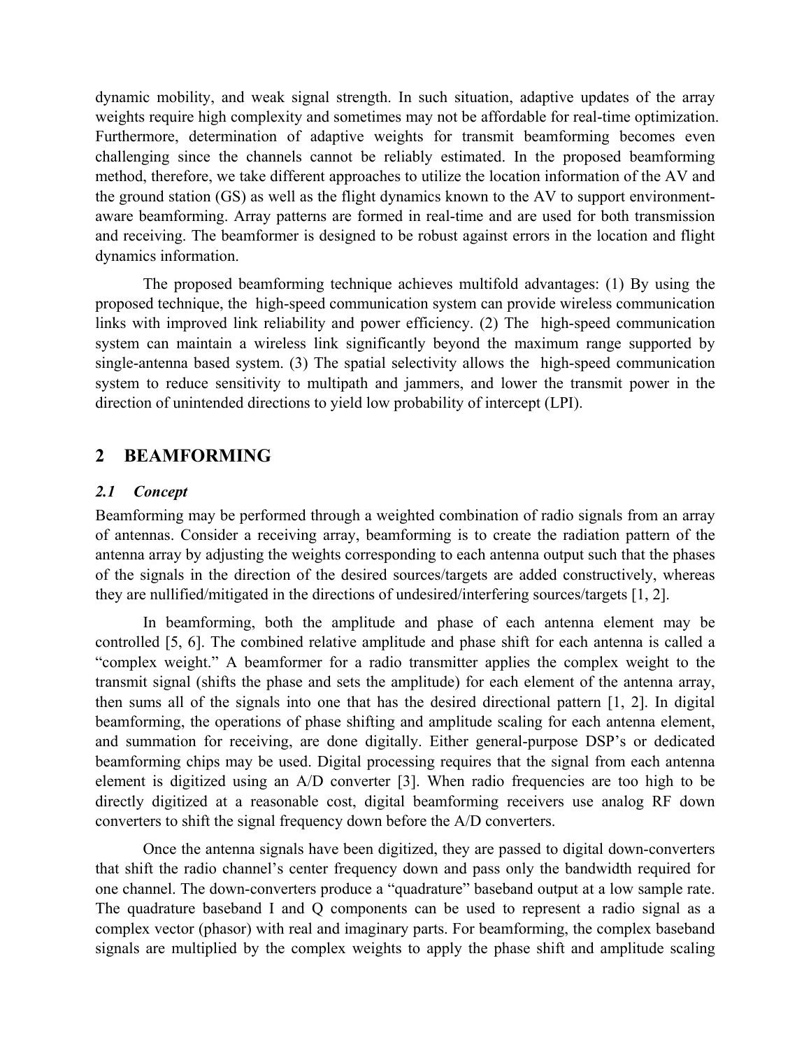dynamic mobility, and weak signal strength. In such situation, adaptive updates of the array weights require high complexity and sometimes may not be affordable for real-time optimization. Furthermore, determination of adaptive weights for transmit beamforming becomes even challenging since the channels cannot be reliably estimated. In the proposed beamforming method, therefore, we take different approaches to utilize the location information of the AV and the ground station (GS) as well as the flight dynamics known to the AV to support environment-aware beamforming. Array patterns are formed in real-time and are used for both transmission and receiving. The beamformer is designed to be robust against errors in the location and flight dynamics information.

The proposed beamforming technique achieves multifold advantages: (1) By using the proposed technique, the high-speed communication system can provide wireless communication links with improved link reliability and power efficiency. (2) The high-speed communication system can maintain a wireless link significantly beyond the maximum range supported by single-antenna based system. (3) The spatial selectivity allows the high-speed communication system to reduce sensitivity to multipath and jammers, and lower the transmit power in the direction of unintended directions to yield low probability of intercept (LPI).

## 2 BEAMFORMING

### *2.1 Concept*

Beamforming may be performed through a weighted combination of radio signals from an array of antennas. Consider a receiving array, beamforming is to create the radiation pattern of the antenna array by adjusting the weights corresponding to each antenna output such that the phases of the signals in the direction of the desired sources/targets are added constructively, whereas they are nullified/mitigated in the directions of undesired/interfering sources/targets [1, 2].

In beamforming, both the amplitude and phase of each antenna element may be controlled [5, 6]. The combined relative amplitude and phase shift for each antenna is called a "complex weight." A beamformer for a radio transmitter applies the complex weight to the transmit signal (shifts the phase and sets the amplitude) for each element of the antenna array, then sums all of the signals into one that has the desired directional pattern [1, 2]. In digital beamforming, the operations of phase shifting and amplitude scaling for each antenna element, and summation for receiving, are done digitally. Either general-purpose DSP's or dedicated beamforming chips may be used. Digital processing requires that the signal from each antenna element is digitized using an A/D converter [3]. When radio frequencies are too high to be directly digitized at a reasonable cost, digital beamforming receivers use analog RF down converters to shift the signal frequency down before the A/D converters.

Once the antenna signals have been digitized, they are passed to digital down-converters that shift the radio channel's center frequency down and pass only the bandwidth required for one channel. The down-converters produce a "quadrature" baseband output at a low sample rate. The quadrature baseband I and Q components can be used to represent a radio signal as a complex vector (phasor) with real and imaginary parts. For beamforming, the complex baseband signals are multiplied by the complex weights to apply the phase shift and amplitude scaling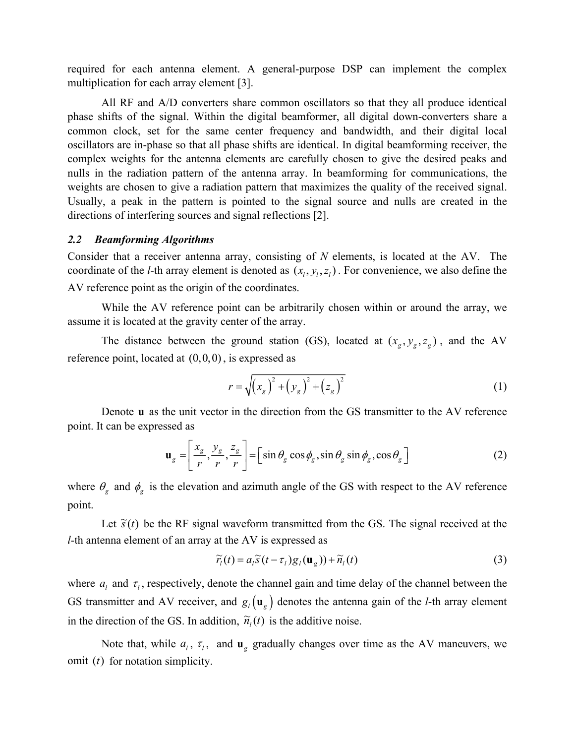required for each antenna element. A general-purpose DSP can implement the complex multiplication for each array element [3].

All RF and A/D converters share common oscillators so that they all produce identical phase shifts of the signal. Within the digital beamformer, all digital down-converters share a common clock, set for the same center frequency and bandwidth, and their digital local oscillators are in-phase so that all phase shifts are identical. In digital beamforming receiver, the complex weights for the antenna elements are carefully chosen to give the desired peaks and nulls in the radiation pattern of the antenna array. In beamforming for communications, the weights are chosen to give a radiation pattern that maximizes the quality of the received signal. Usually, a peak in the pattern is pointed to the signal source and nulls are created in the directions of interfering sources and signal reflections [2].

### *2.2 Beamforming Algorithms*

Consider that a receiver antenna array, consisting of *N* elements, is located at the AV. The coordinate of the *l*-th array element is denoted as $(x_l, y_l, z_l)$. For convenience, we also define the AV reference point as the origin of the coordinates.

While the AV reference point can be arbitrarily chosen within or around the array, we assume it is located at the gravity center of the array.

The distance between the ground station (GS), located at $(x_g, y_g, z_g)$, and the AV reference point, located at $(0,0,0)$, is expressed as

$$r = \sqrt{\left(x_g\right)^2 + \left(y_g\right)^2 + \left(z_g\right)^2} \tag{1}$$

Denote $\mathbf{u}$ as the unit vector in the direction from the GS transmitter to the AV reference point. It can be expressed as

$$\mathbf{u}_g = \left[\frac{x_g}{r}, \frac{y_g}{r}, \frac{z_g}{r}\right] = \left[\sin\theta_g \cos\phi_g, \sin\theta_g \sin\phi_g, \cos\theta_g\right] \tag{2}$$

where $\theta_g$ and $\phi_g$ is the elevation and azimuth angle of the GS with respect to the AV reference point.

Let $\widetilde{s}(t)$ be the RF signal waveform transmitted from the GS. The signal received at the *l*-th antenna element of an array at the AV is expressed as

$$\widetilde{r}_l(t) = a_l \widetilde{s}(t - \tau_l) g_l(\mathbf{u}_g)) + \widetilde{n}_l(t) \tag{3}$$

where $a_l$ and $\tau_l$, respectively, denote the channel gain and time delay of the channel between the GS transmitter and AV receiver, and $g_l\left(\mathbf{u}_g\right)$ denotes the antenna gain of the *l*-th array element in the direction of the GS. In addition, $\widetilde{n}_l(t)$ is the additive noise.

Note that, while $a_l$, $\tau_l$, and $\mathbf{u}_g$ gradually changes over time as the AV maneuvers, we omit $(t)$ for notation simplicity.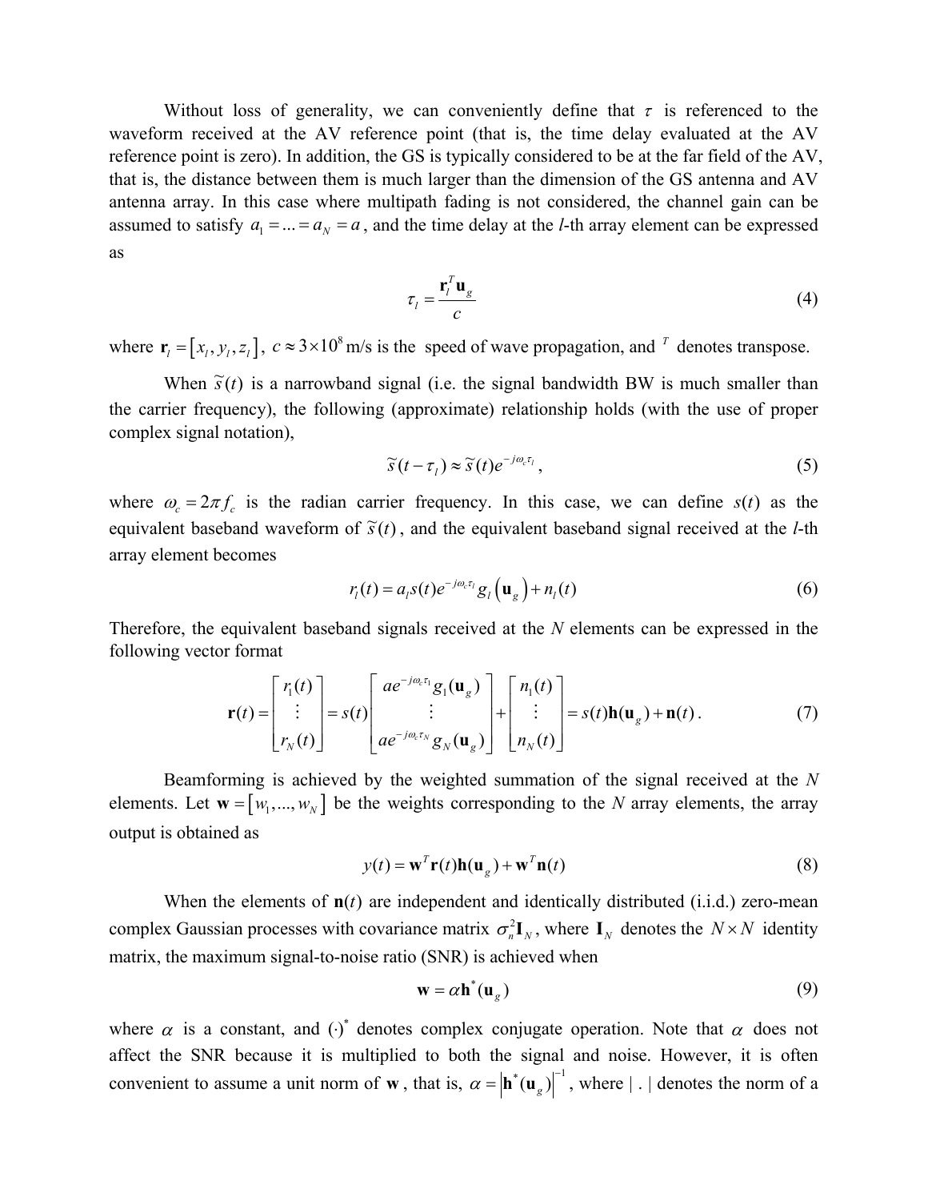Without loss of generality, we can conveniently define that $\tau$ is referenced to the waveform received at the AV reference point (that is, the time delay evaluated at the AV reference point is zero). In addition, the GS is typically considered to be at the far field of the AV, that is, the distance between them is much larger than the dimension of the GS antenna and AV antenna array. In this case where multipath fading is not considered, the channel gain can be assumed to satisfy $a_1 = ... = a_N = a$, and the time delay at the *l*-th array element can be expressed as

$$\tau_l = \frac{\mathbf{r}_l^T \mathbf{u}_g}{c} \tag{4}$$

where $\mathbf{r}_l = [x_l, y_l, z_l]$, $c \approx 3 \times 10^8$ m/s is the speed of wave propagation, and $^T$ denotes transpose.

When $\tilde{s}(t)$ is a narrowband signal (i.e. the signal bandwidth BW is much smaller than the carrier frequency), the following (approximate) relationship holds (with the use of proper complex signal notation),

$$\tilde{s}(t - \tau_l) \approx \tilde{s}(t) e^{-j\omega_c \tau_l}, \tag{5}$$

where $\omega_c = 2\pi f_c$ is the radian carrier frequency. In this case, we can define $s(t)$ as the equivalent baseband waveform of $\tilde{s}(t)$, and the equivalent baseband signal received at the *l*-th array element becomes

$$r_l(t) = a_l s(t) e^{-j\omega_c \tau_l} g_l(\mathbf{u}_g) + n_l(t) \tag{6}$$

Therefore, the equivalent baseband signals received at the *N* elements can be expressed in the following vector format

$$\mathbf{r}(t) = \begin{bmatrix} r_1(t) \\ \vdots \\ r_N(t) \end{bmatrix} = s(t) \begin{bmatrix} a e^{-j\omega_c \tau_1} g_1(\mathbf{u}_g) \\ \vdots \\ a e^{-j\omega_c \tau_N} g_N(\mathbf{u}_g) \end{bmatrix} + \begin{bmatrix} n_1(t) \\ \vdots \\ n_N(t) \end{bmatrix} = s(t)\mathbf{h}(\mathbf{u}_g) + \mathbf{n}(t). \tag{7}$$

Beamforming is achieved by the weighted summation of the signal received at the *N* elements. Let $\mathbf{w} = [w_1, ..., w_N]$ be the weights corresponding to the *N* array elements, the array output is obtained as

$$y(t) = \mathbf{w}^T \mathbf{r}(t) \mathbf{h}(\mathbf{u}_g) + \mathbf{w}^T \mathbf{n}(t) \tag{8}$$

When the elements of $\mathbf{n}(t)$ are independent and identically distributed (i.i.d.) zero-mean complex Gaussian processes with covariance matrix $\sigma_n^2 \mathbf{I}_N$, where $\mathbf{I}_N$ denotes the $N \times N$ identity matrix, the maximum signal-to-noise ratio (SNR) is achieved when

$$\mathbf{w} = \alpha \mathbf{h}^*(\mathbf{u}_g) \tag{9}$$

where $\alpha$ is a constant, and $(\cdot)^*$ denotes complex conjugate operation. Note that $\alpha$ does not affect the SNR because it is multiplied to both the signal and noise. However, it is often convenient to assume a unit norm of $\mathbf{w}$, that is, $\alpha = |\mathbf{h}^*(\mathbf{u}_g)|^{-1}$, where $| \,.\, |$ denotes the norm of a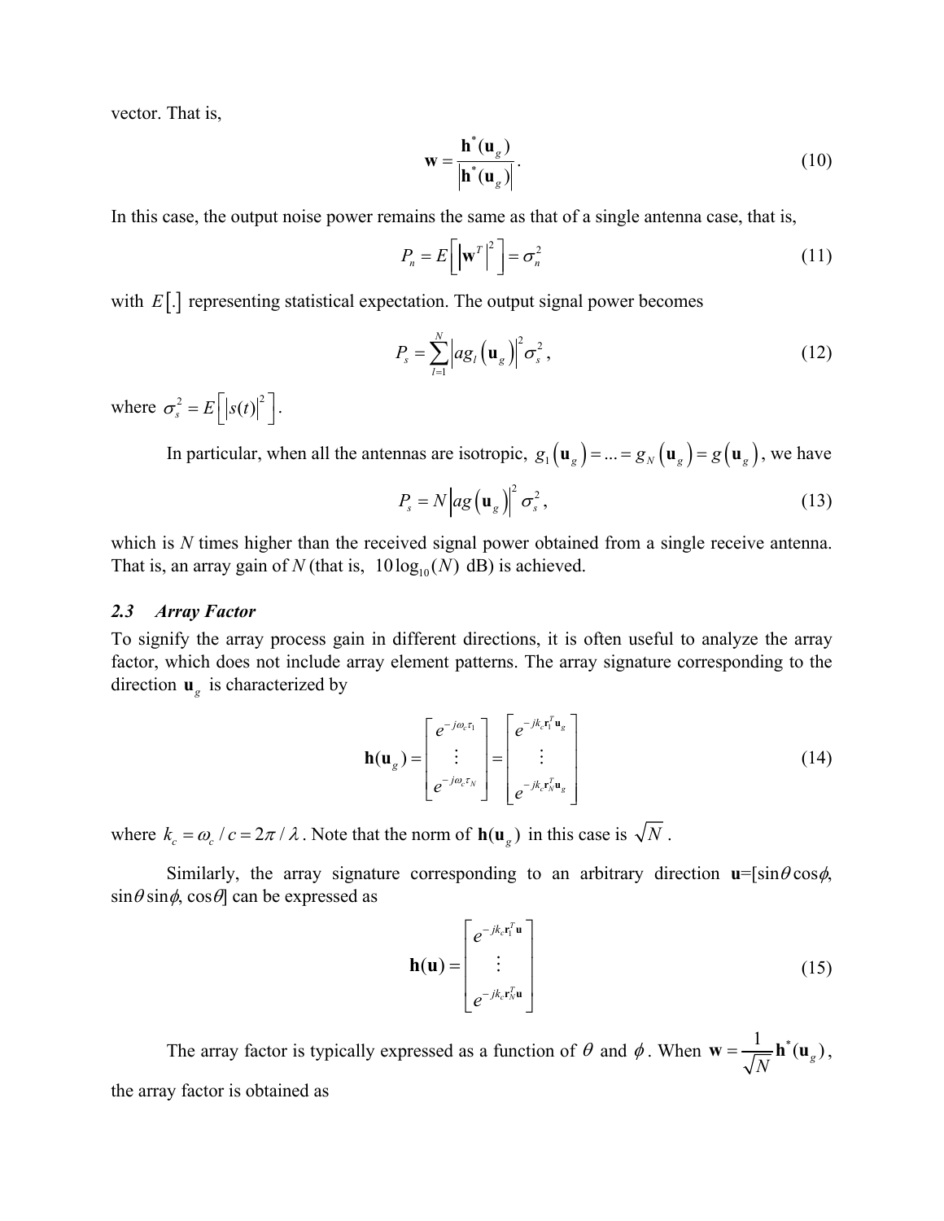vector. That is,

$$\mathbf{w} = \frac{\mathbf{h}^*(\mathbf{u}_g)}{\left|\mathbf{h}^*(\mathbf{u}_g)\right|}. \tag{10}$$

In this case, the output noise power remains the same as that of a single antenna case, that is,

$$P_n = E\left[\left|\mathbf{w}^T\right|^2\right] = \sigma_n^2 \tag{11}$$

with $E[.]$ representing statistical expectation. The output signal power becomes

$$P_s = \sum_{l=1}^{N}\left|ag_l\left(\mathbf{u}_g\right)\right|^2 \sigma_s^2, \tag{12}$$

where $\sigma_s^2 = E\left[\left|s(t)\right|^2\right]$.

In particular, when all the antennas are isotropic, $g_1\left(\mathbf{u}_g\right) = ... = g_N\left(\mathbf{u}_g\right) = g\left(\mathbf{u}_g\right)$, we have

$$P_s = N\left|ag\left(\mathbf{u}_g\right)\right|^2 \sigma_s^2, \tag{13}$$

which is $N$ times higher than the received signal power obtained from a single receive antenna. That is, an array gain of $N$ (that is, $10\log_{10}(N)$ dB) is achieved.

### *2.3 Array Factor*

To signify the array process gain in different directions, it is often useful to analyze the array factor, which does not include array element patterns. The array signature corresponding to the direction $\mathbf{u}_g$ is characterized by

$$\mathbf{h}(\mathbf{u}_g) = \begin{bmatrix} e^{-j\omega_c\tau_1} \\ \vdots \\ e^{-j\omega_c\tau_N} \end{bmatrix} = \begin{bmatrix} e^{-jk_c\mathbf{r}_1^T\mathbf{u}_g} \\ \vdots \\ e^{-jk_c\mathbf{r}_N^T\mathbf{u}_g} \end{bmatrix} \tag{14}$$

where $k_c = \omega_c / c = 2\pi/\lambda$. Note that the norm of $\mathbf{h}(\mathbf{u}_g)$ in this case is $\sqrt{N}$.

Similarly, the array signature corresponding to an arbitrary direction $\mathbf{u}=[\sin\theta\cos\phi, \sin\theta\sin\phi, \cos\theta]$ can be expressed as

$$\mathbf{h}(\mathbf{u}) = \begin{bmatrix} e^{-jk_c\mathbf{r}_1^T\mathbf{u}} \\ \vdots \\ e^{-jk_c\mathbf{r}_N^T\mathbf{u}} \end{bmatrix} \tag{15}$$

The array factor is typically expressed as a function of $\theta$ and $\phi$. When $\mathbf{w} = \frac{1}{\sqrt{N}}\mathbf{h}^*(\mathbf{u}_g)$, the array factor is obtained as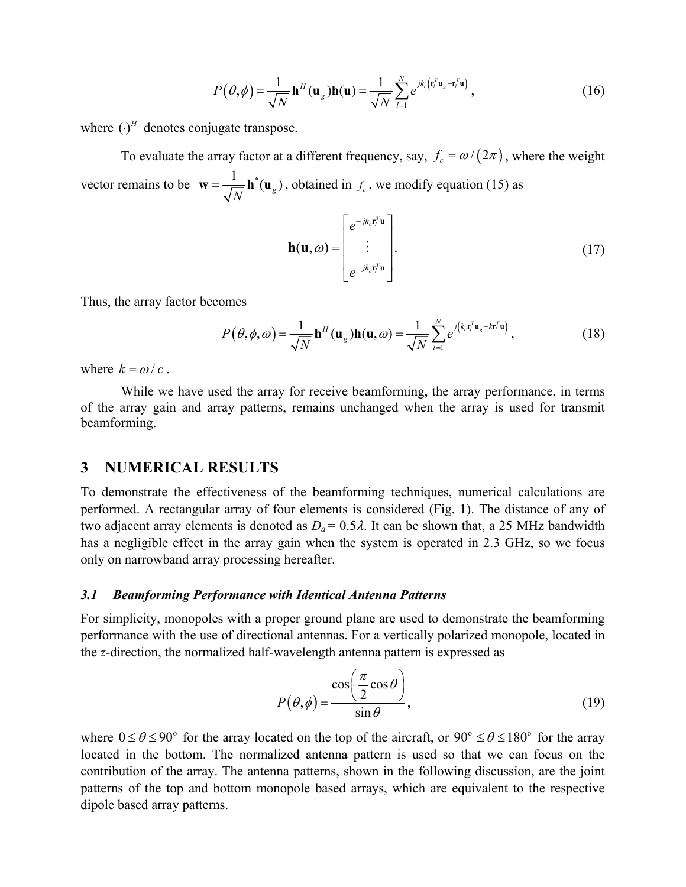$$P(\theta,\phi)=\frac{1}{\sqrt{N}}\mathbf{h}^H(\mathbf{u}_g)\mathbf{h}(\mathbf{u})=\frac{1}{\sqrt{N}}\sum_{l=1}^{N}e^{jk_c\left(\mathbf{r}_l^T\mathbf{u}_g-\mathbf{r}_l^T\mathbf{u}\right)}, \tag{16}$$

where $(\cdot)^H$ denotes conjugate transpose.

To evaluate the array factor at a different frequency, say, $f_c=\omega/(2\pi)$, where the weight vector remains to be $\mathbf{w}=\frac{1}{\sqrt{N}}\mathbf{h}^*(\mathbf{u}_g)$, obtained in $f_c$, we modify equation (15) as

$$\mathbf{h}(\mathbf{u},\omega)=\begin{bmatrix} e^{-jk_c\mathbf{r}_l^T\mathbf{u}} \\ \vdots \\ e^{-jk_c\mathbf{r}_l^T\mathbf{u}} \end{bmatrix}. \tag{17}$$

Thus, the array factor becomes

$$P(\theta,\phi,\omega)=\frac{1}{\sqrt{N}}\mathbf{h}^H(\mathbf{u}_g)\mathbf{h}(\mathbf{u},\omega)=\frac{1}{\sqrt{N}}\sum_{l=1}^{N}e^{j\left(k_c\mathbf{r}_l^T\mathbf{u}_g-k\mathbf{r}_l^T\mathbf{u}\right)}, \tag{18}$$

where $k=\omega/c$.

While we have used the array for receive beamforming, the array performance, in terms of the array gain and array patterns, remains unchanged when the array is used for transmit beamforming.

# 3 NUMERICAL RESULTS

To demonstrate the effectiveness of the beamforming techniques, numerical calculations are performed. A rectangular array of four elements is considered (Fig. 1). The distance of any of two adjacent array elements is denoted as $D_a = 0.5\lambda$. It can be shown that, a 25 MHz bandwidth has a negligible effect in the array gain when the system is operated in 2.3 GHz, so we focus only on narrowband array processing hereafter.

## *3.1 Beamforming Performance with Identical Antenna Patterns*

For simplicity, monopoles with a proper ground plane are used to demonstrate the beamforming performance with the use of directional antennas. For a vertically polarized monopole, located in the *z*-direction, the normalized half-wavelength antenna pattern is expressed as

$$P(\theta,\phi)=\frac{\cos\left(\frac{\pi}{2}\cos\theta\right)}{\sin\theta}, \tag{19}$$

where $0\le\theta\le 90^{\circ}$ for the array located on the top of the aircraft, or $90^{\circ}\le\theta\le 180^{\circ}$ for the array located in the bottom. The normalized antenna pattern is used so that we can focus on the contribution of the array. The antenna patterns, shown in the following discussion, are the joint patterns of the top and bottom monopole based arrays, which are equivalent to the respective dipole based array patterns.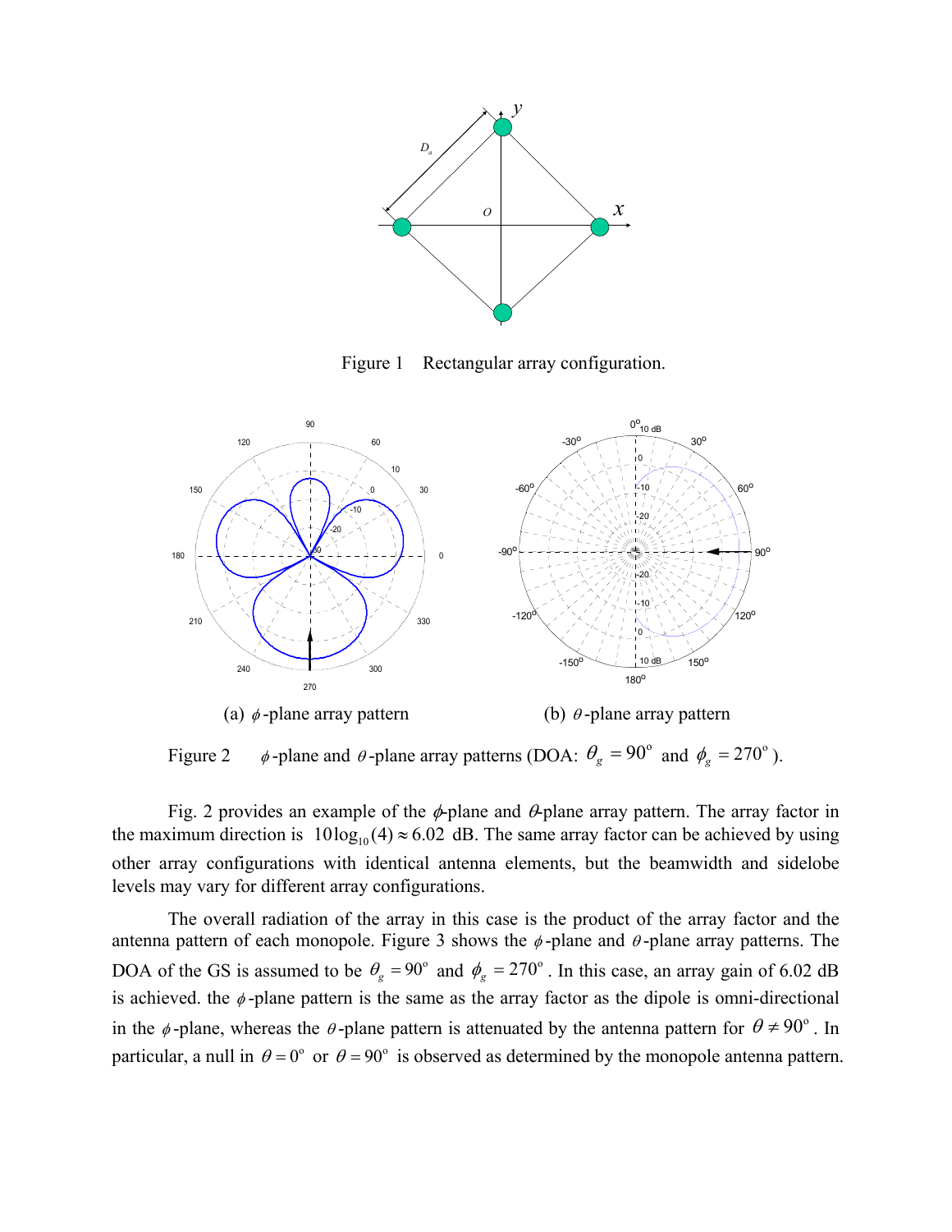Figure 1 Rectangular array configuration.

(a) $\phi$-plane array pattern

(b) $\theta$-plane array pattern

Figure 2 $\phi$-plane and $\theta$-plane array patterns (DOA: $\theta_g = 90^{\circ}$ and $\phi_g = 270^{\circ}$).

Fig. 2 provides an example of the $\phi$-plane and $\theta$-plane array pattern. The array factor in the maximum direction is $10\log_{10}(4) \approx 6.02$ dB. The same array factor can be achieved by using other array configurations with identical antenna elements, but the beamwidth and sidelobe levels may vary for different array configurations.

The overall radiation of the array in this case is the product of the array factor and the antenna pattern of each monopole. Figure 3 shows the $\phi$-plane and $\theta$-plane array patterns. The DOA of the GS is assumed to be $\theta_g = 90^{\circ}$ and $\phi_g = 270^{\circ}$. In this case, an array gain of 6.02 dB is achieved. the $\phi$-plane pattern is the same as the array factor as the dipole is omni-directional in the $\phi$-plane, whereas the $\theta$-plane pattern is attenuated by the antenna pattern for $\theta \neq 90^{\circ}$. In particular, a null in $\theta = 0^{\circ}$ or $\theta = 90^{\circ}$ is observed as determined by the monopole antenna pattern.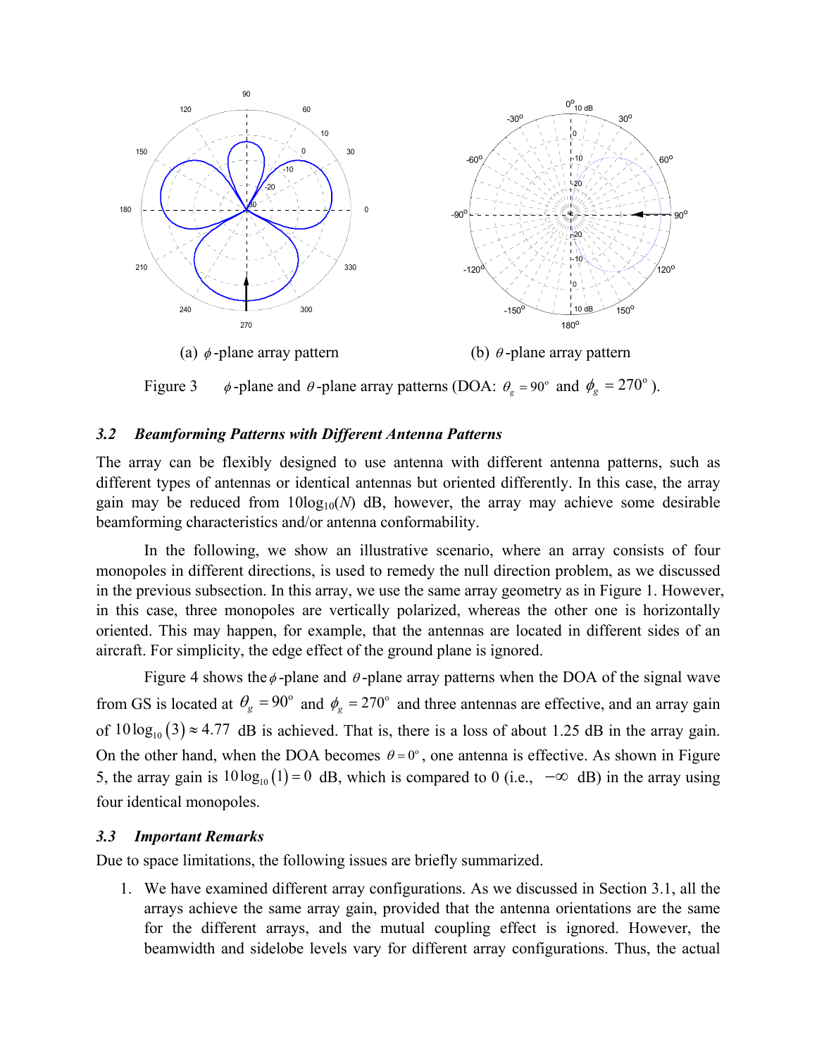(a) $\phi$-plane array pattern

(b) $\theta$-plane array pattern

Figure 3 $\phi$-plane and $\theta$-plane array patterns (DOA: $\theta_g = 90^{\circ}$ and $\phi_g = 270^{\circ}$).

### *3.2 Beamforming Patterns with Different Antenna Patterns*

The array can be flexibly designed to use antenna with different antenna patterns, such as different types of antennas or identical antennas but oriented differently. In this case, the array gain may be reduced from $10\log_{10}(N)$ dB, however, the array may achieve some desirable beamforming characteristics and/or antenna conformability.

In the following, we show an illustrative scenario, where an array consists of four monopoles in different directions, is used to remedy the null direction problem, as we discussed in the previous subsection. In this array, we use the same array geometry as in Figure 1. However, in this case, three monopoles are vertically polarized, whereas the other one is horizontally oriented. This may happen, for example, that the antennas are located in different sides of an aircraft. For simplicity, the edge effect of the ground plane is ignored.

Figure 4 shows the $\phi$-plane and $\theta$-plane array patterns when the DOA of the signal wave from GS is located at $\theta_g = 90^{\circ}$ and $\phi_g = 270^{\circ}$ and three antennas are effective, and an array gain of $10\log_{10}(3) \approx 4.77$ dB is achieved. That is, there is a loss of about 1.25 dB in the array gain. On the other hand, when the DOA becomes $\theta = 0^{\circ}$, one antenna is effective. As shown in Figure 5, the array gain is $10\log_{10}(1) = 0$ dB, which is compared to 0 (i.e., $-\infty$ dB) in the array using four identical monopoles.

### *3.3 Important Remarks*

Due to space limitations, the following issues are briefly summarized.

1. We have examined different array configurations. As we discussed in Section 3.1, all the arrays achieve the same array gain, provided that the antenna orientations are the same for the different arrays, and the mutual coupling effect is ignored. However, the beamwidth and sidelobe levels vary for different array configurations. Thus, the actual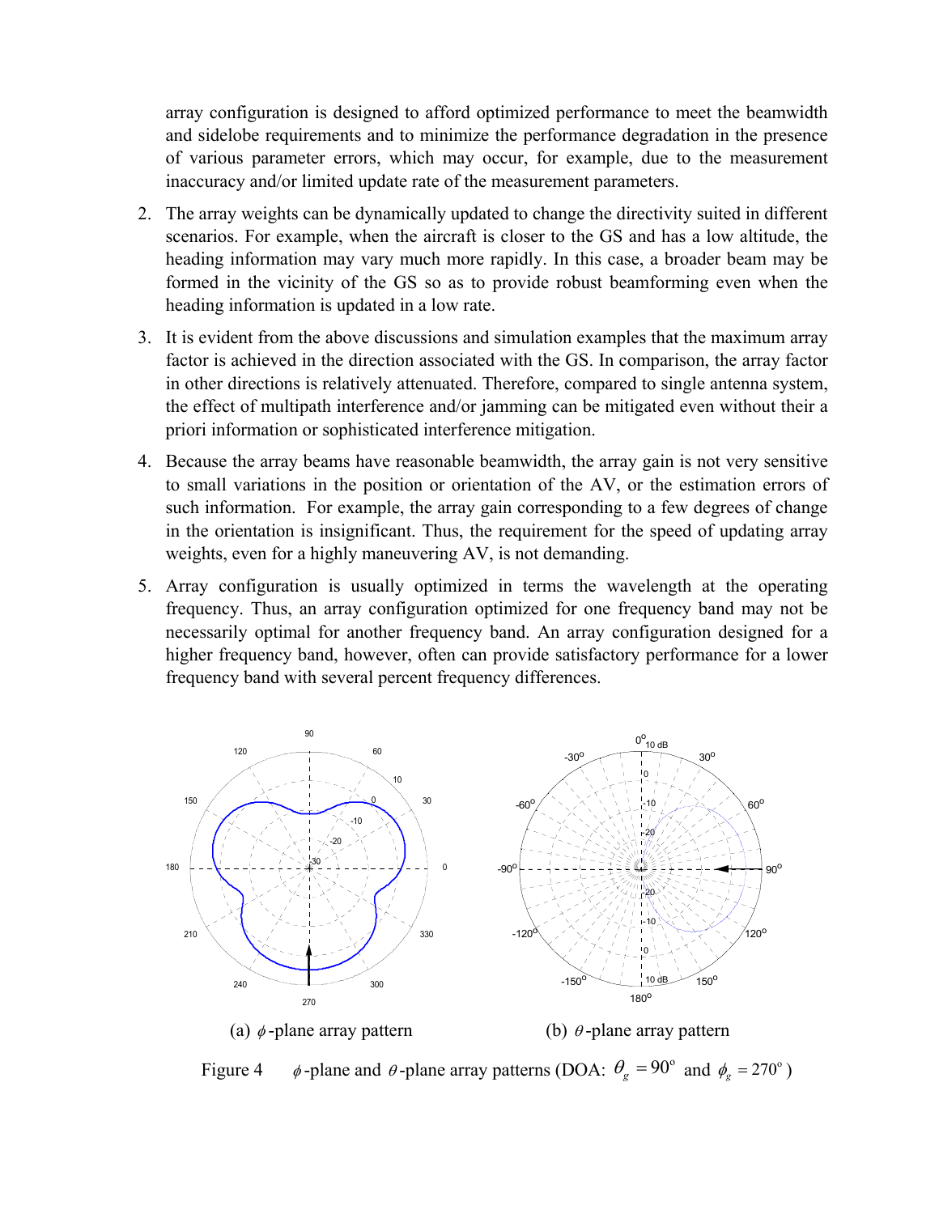array configuration is designed to afford optimized performance to meet the beamwidth and sidelobe requirements and to minimize the performance degradation in the presence of various parameter errors, which may occur, for example, due to the measurement inaccuracy and/or limited update rate of the measurement parameters.

2. The array weights can be dynamically updated to change the directivity suited in different scenarios. For example, when the aircraft is closer to the GS and has a low altitude, the heading information may vary much more rapidly. In this case, a broader beam may be formed in the vicinity of the GS so as to provide robust beamforming even when the heading information is updated in a low rate.

3. It is evident from the above discussions and simulation examples that the maximum array factor is achieved in the direction associated with the GS. In comparison, the array factor in other directions is relatively attenuated. Therefore, compared to single antenna system, the effect of multipath interference and/or jamming can be mitigated even without their a priori information or sophisticated interference mitigation.

4. Because the array beams have reasonable beamwidth, the array gain is not very sensitive to small variations in the position or orientation of the AV, or the estimation errors of such information. For example, the array gain corresponding to a few degrees of change in the orientation is insignificant. Thus, the requirement for the speed of updating array weights, even for a highly maneuvering AV, is not demanding.

5. Array configuration is usually optimized in terms the wavelength at the operating frequency. Thus, an array configuration optimized for one frequency band may not be necessarily optimal for another frequency band. An array configuration designed for a higher frequency band, however, often can provide satisfactory performance for a lower frequency band with several percent frequency differences.

(a) $\phi$-plane array pattern

(b) $\theta$-plane array pattern

Figure 4 $\phi$-plane and $\theta$-plane array patterns (DOA: $\theta_g = 90^\circ$ and $\phi_g = 270^\circ$)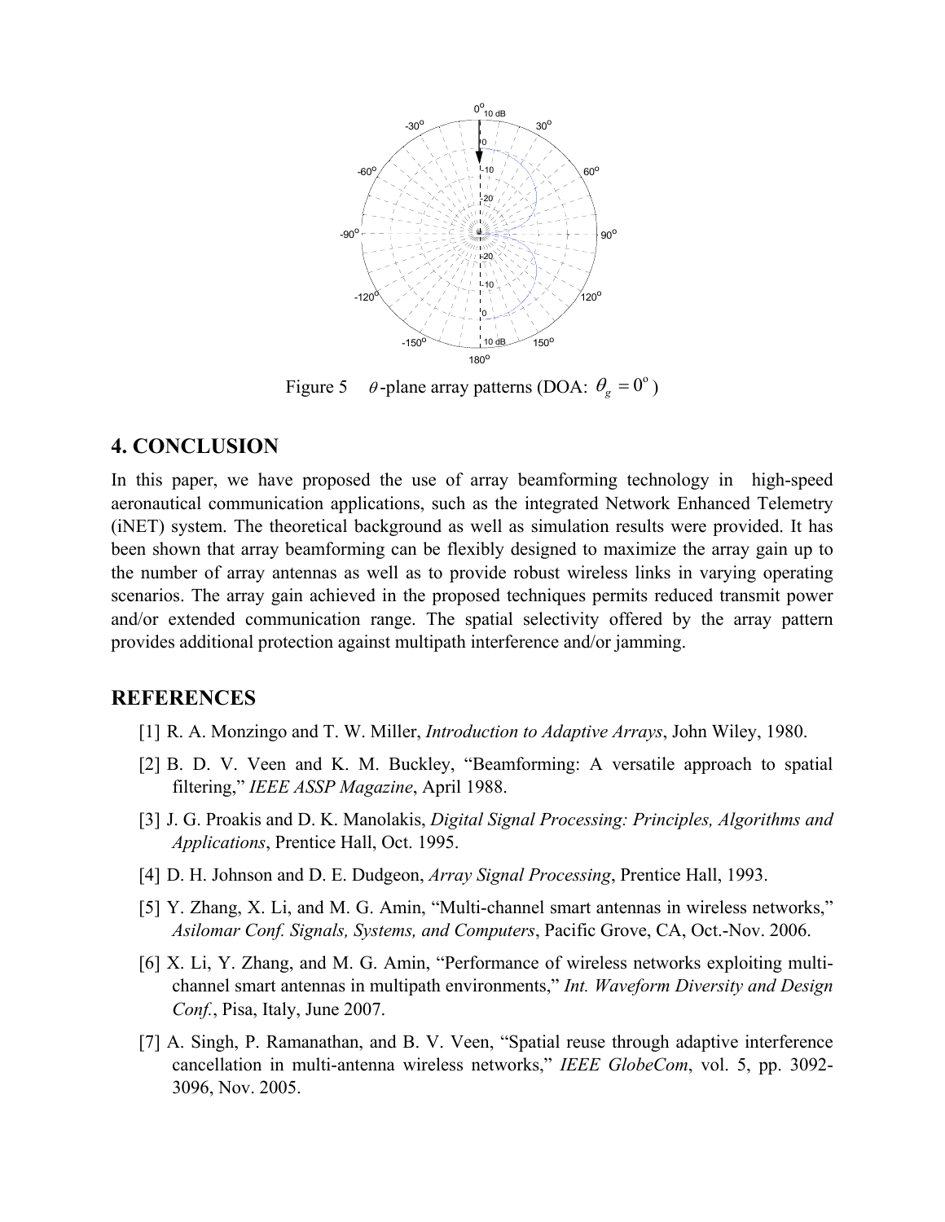0° 10 dB
-30° 30°
0
-60° -10 60°
-20
-90° 90°
-20
-10
-120° 120°
0
-150° 10 dB 150°
180°

Figure 5 $\theta$-plane array patterns (DOA: $\theta_g = 0^{\circ}$ )

## 4. CONCLUSION

In this paper, we have proposed the use of array beamforming technology in high-speed aeronautical communication applications, such as the integrated Network Enhanced Telemetry (iNET) system. The theoretical background as well as simulation results were provided. It has been shown that array beamforming can be flexibly designed to maximize the array gain up to the number of array antennas as well as to provide robust wireless links in varying operating scenarios. The array gain achieved in the proposed techniques permits reduced transmit power and/or extended communication range. The spatial selectivity offered by the array pattern provides additional protection against multipath interference and/or jamming.

## REFERENCES

[1] R. A. Monzingo and T. W. Miller, *Introduction to Adaptive Arrays*, John Wiley, 1980.

[2] B. D. V. Veen and K. M. Buckley, "Beamforming: A versatile approach to spatial filtering," *IEEE ASSP Magazine*, April 1988.

[3] J. G. Proakis and D. K. Manolakis, *Digital Signal Processing: Principles, Algorithms and Applications*, Prentice Hall, Oct. 1995.

[4] D. H. Johnson and D. E. Dudgeon, *Array Signal Processing*, Prentice Hall, 1993.

[5] Y. Zhang, X. Li, and M. G. Amin, "Multi-channel smart antennas in wireless networks," *Asilomar Conf. Signals, Systems, and Computers*, Pacific Grove, CA, Oct.-Nov. 2006.

[6] X. Li, Y. Zhang, and M. G. Amin, "Performance of wireless networks exploiting multi-channel smart antennas in multipath environments," *Int. Waveform Diversity and Design Conf.*, Pisa, Italy, June 2007.

[7] A. Singh, P. Ramanathan, and B. V. Veen, "Spatial reuse through adaptive interference cancellation in multi-antenna wireless networks," *IEEE GlobeCom*, vol. 5, pp. 3092-3096, Nov. 2005.